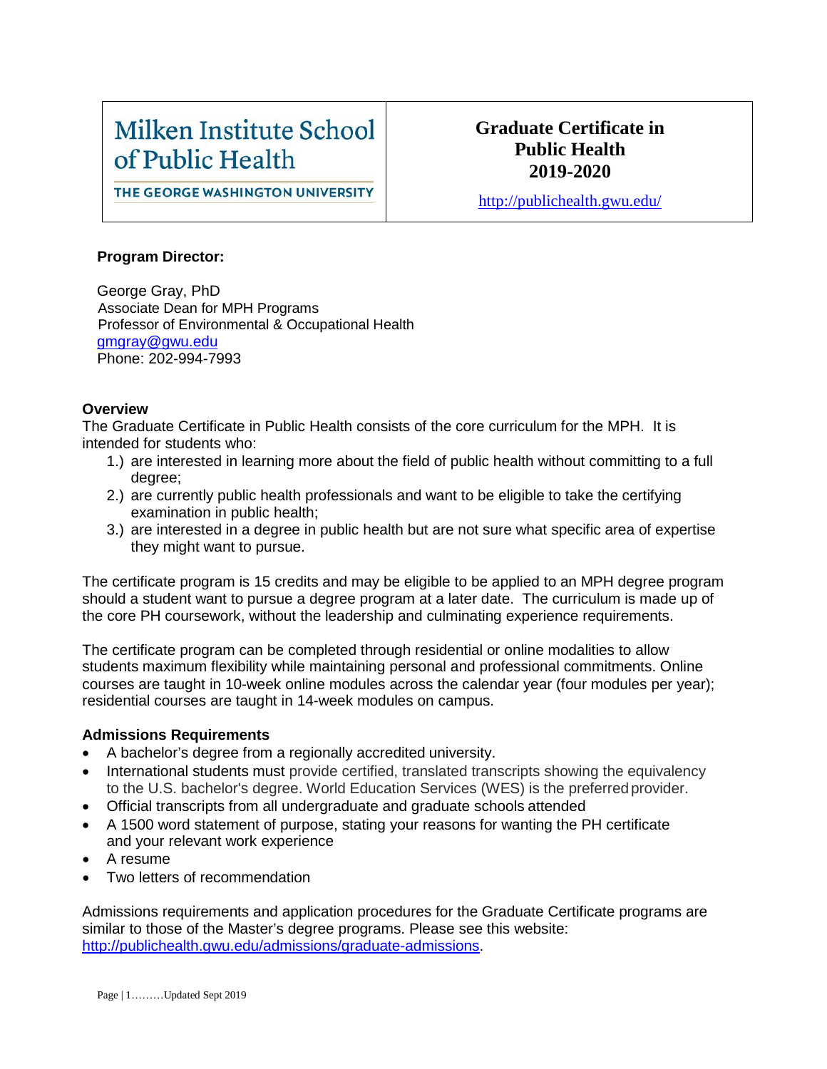Milken Institute School of Public Health

THE GEORGE WASHINGTON UNIVERSITY

# Graduate Certificate in Public Health 2019-2020

http://publichealth.gwu.edu/

**Program Director:**

George Gray, PhD
Associate Dean for MPH Programs
Professor of Environmental & Occupational Health
gmgray@gwu.edu
Phone: 202-994-7993

## Overview

The Graduate Certificate in Public Health consists of the core curriculum for the MPH. It is intended for students who:

1.) are interested in learning more about the field of public health without committing to a full degree;
2.) are currently public health professionals and want to be eligible to take the certifying examination in public health;
3.) are interested in a degree in public health but are not sure what specific area of expertise they might want to pursue.

The certificate program is 15 credits and may be eligible to be applied to an MPH degree program should a student want to pursue a degree program at a later date. The curriculum is made up of the core PH coursework, without the leadership and culminating experience requirements.

The certificate program can be completed through residential or online modalities to allow students maximum flexibility while maintaining personal and professional commitments. Online courses are taught in 10-week online modules across the calendar year (four modules per year); residential courses are taught in 14-week modules on campus.

## Admissions Requirements

- A bachelor's degree from a regionally accredited university.
- International students must provide certified, translated transcripts showing the equivalency to the U.S. bachelor's degree. World Education Services (WES) is the preferred provider.
- Official transcripts from all undergraduate and graduate schools attended
- A 1500 word statement of purpose, stating your reasons for wanting the PH certificate and your relevant work experience
- A resume
- Two letters of recommendation

Admissions requirements and application procedures for the Graduate Certificate programs are similar to those of the Master's degree programs. Please see this website: http://publichealth.gwu.edu/admissions/graduate-admissions.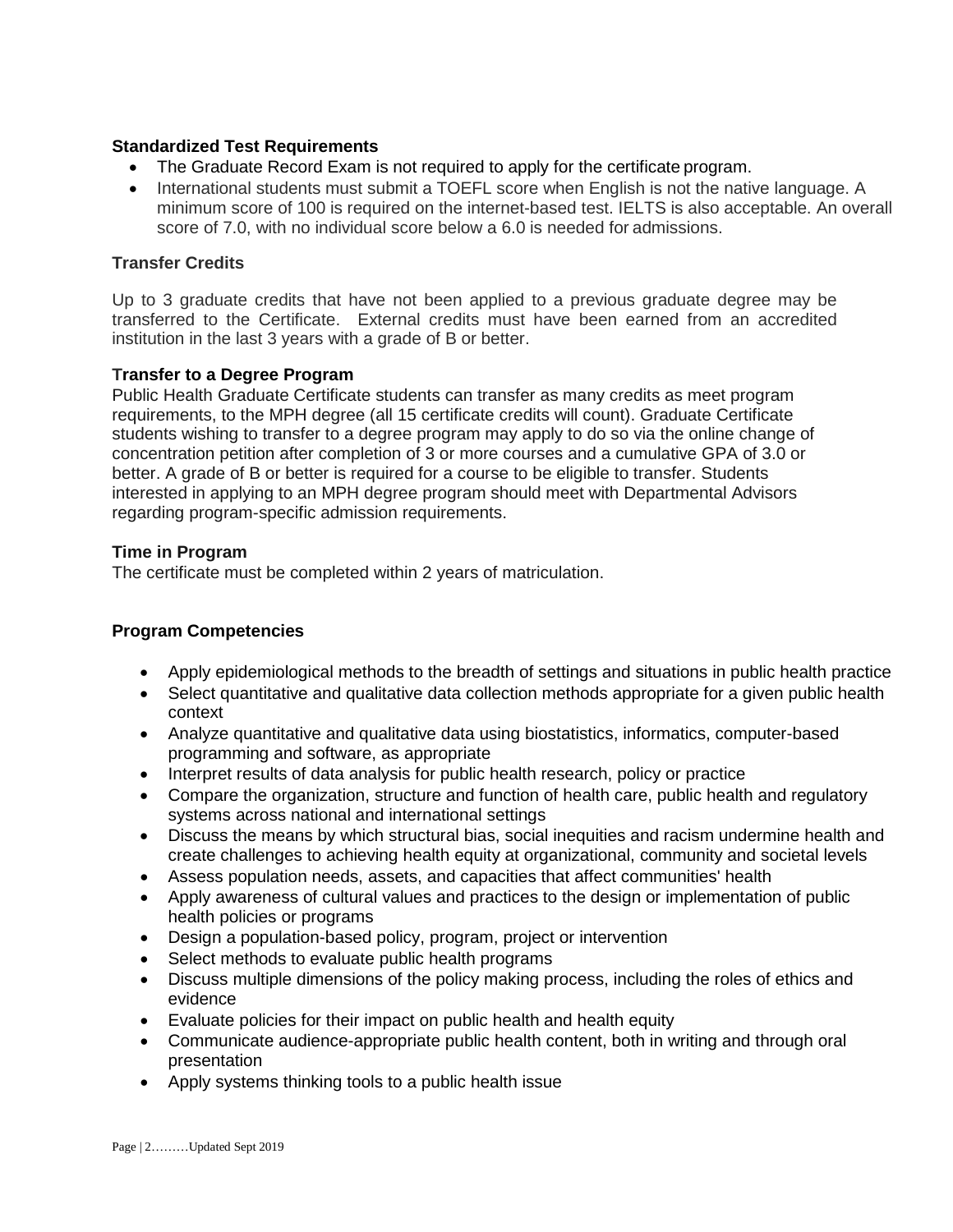**Standardized Test Requirements**

- The Graduate Record Exam is not required to apply for the certificate program.
- International students must submit a TOEFL score when English is not the native language. A minimum score of 100 is required on the internet-based test. IELTS is also acceptable. An overall score of 7.0, with no individual score below a 6.0 is needed for admissions.

**Transfer Credits**

Up to 3 graduate credits that have not been applied to a previous graduate degree may be transferred to the Certificate. External credits must have been earned from an accredited institution in the last 3 years with a grade of B or better.

**Transfer to a Degree Program**

Public Health Graduate Certificate students can transfer as many credits as meet program requirements, to the MPH degree (all 15 certificate credits will count). Graduate Certificate students wishing to transfer to a degree program may apply to do so via the online change of concentration petition after completion of 3 or more courses and a cumulative GPA of 3.0 or better. A grade of B or better is required for a course to be eligible to transfer. Students interested in applying to an MPH degree program should meet with Departmental Advisors regarding program-specific admission requirements.

**Time in Program**

The certificate must be completed within 2 years of matriculation.

**Program Competencies**

- Apply epidemiological methods to the breadth of settings and situations in public health practice
- Select quantitative and qualitative data collection methods appropriate for a given public health context
- Analyze quantitative and qualitative data using biostatistics, informatics, computer-based programming and software, as appropriate
- Interpret results of data analysis for public health research, policy or practice
- Compare the organization, structure and function of health care, public health and regulatory systems across national and international settings
- Discuss the means by which structural bias, social inequities and racism undermine health and create challenges to achieving health equity at organizational, community and societal levels
- Assess population needs, assets, and capacities that affect communities' health
- Apply awareness of cultural values and practices to the design or implementation of public health policies or programs
- Design a population-based policy, program, project or intervention
- Select methods to evaluate public health programs
- Discuss multiple dimensions of the policy making process, including the roles of ethics and evidence
- Evaluate policies for their impact on public health and health equity
- Communicate audience-appropriate public health content, both in writing and through oral presentation
- Apply systems thinking tools to a public health issue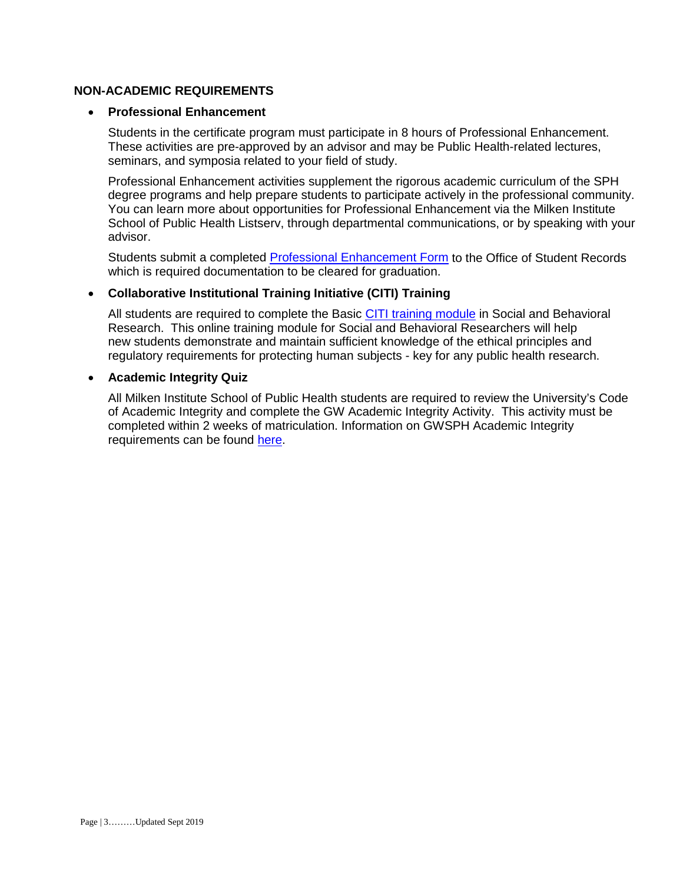## NON-ACADEMIC REQUIREMENTS

- **Professional Enhancement**

  Students in the certificate program must participate in 8 hours of Professional Enhancement. These activities are pre-approved by an advisor and may be Public Health-related lectures, seminars, and symposia related to your field of study.

  Professional Enhancement activities supplement the rigorous academic curriculum of the SPH degree programs and help prepare students to participate actively in the professional community. You can learn more about opportunities for Professional Enhancement via the Milken Institute School of Public Health Listserv, through departmental communications, or by speaking with your advisor.

  Students submit a completed Professional Enhancement Form to the Office of Student Records which is required documentation to be cleared for graduation.

- **Collaborative Institutional Training Initiative (CITI) Training**

  All students are required to complete the Basic CITI training module in Social and Behavioral Research. This online training module for Social and Behavioral Researchers will help new students demonstrate and maintain sufficient knowledge of the ethical principles and regulatory requirements for protecting human subjects - key for any public health research.

- **Academic Integrity Quiz**

  All Milken Institute School of Public Health students are required to review the University's Code of Academic Integrity and complete the GW Academic Integrity Activity. This activity must be completed within 2 weeks of matriculation. Information on GWSPH Academic Integrity requirements can be found here.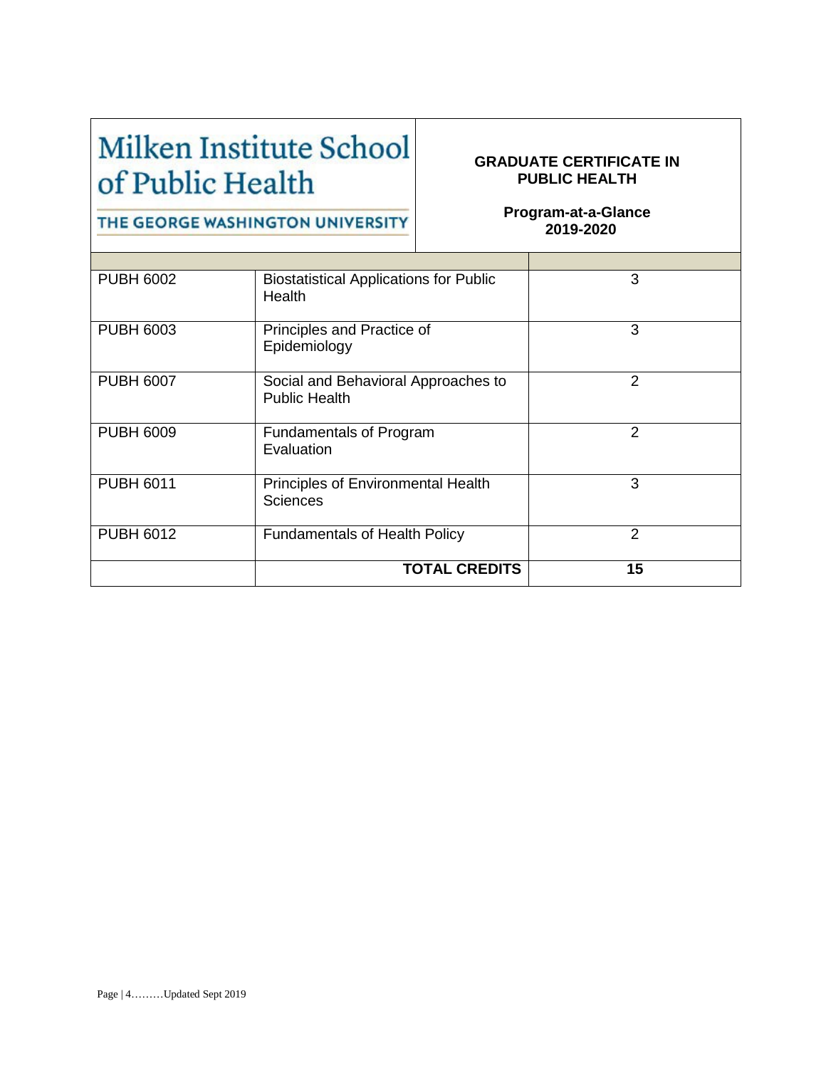Milken Institute School of Public Health

THE GEORGE WASHINGTON UNIVERSITY

**GRADUATE CERTIFICATE IN PUBLIC HEALTH**

**Program-at-a-Glance 2019-2020**

| | | |
|---|---|---|
| PUBH 6002 | Biostatistical Applications for Public Health | 3 |
| PUBH 6003 | Principles and Practice of Epidemiology | 3 |
| PUBH 6007 | Social and Behavioral Approaches to Public Health | 2 |
| PUBH 6009 | Fundamentals of Program Evaluation | 2 |
| PUBH 6011 | Principles of Environmental Health Sciences | 3 |
| PUBH 6012 | Fundamentals of Health Policy | 2 |
| | **TOTAL CREDITS** | **15** |

Updated Sept 2019